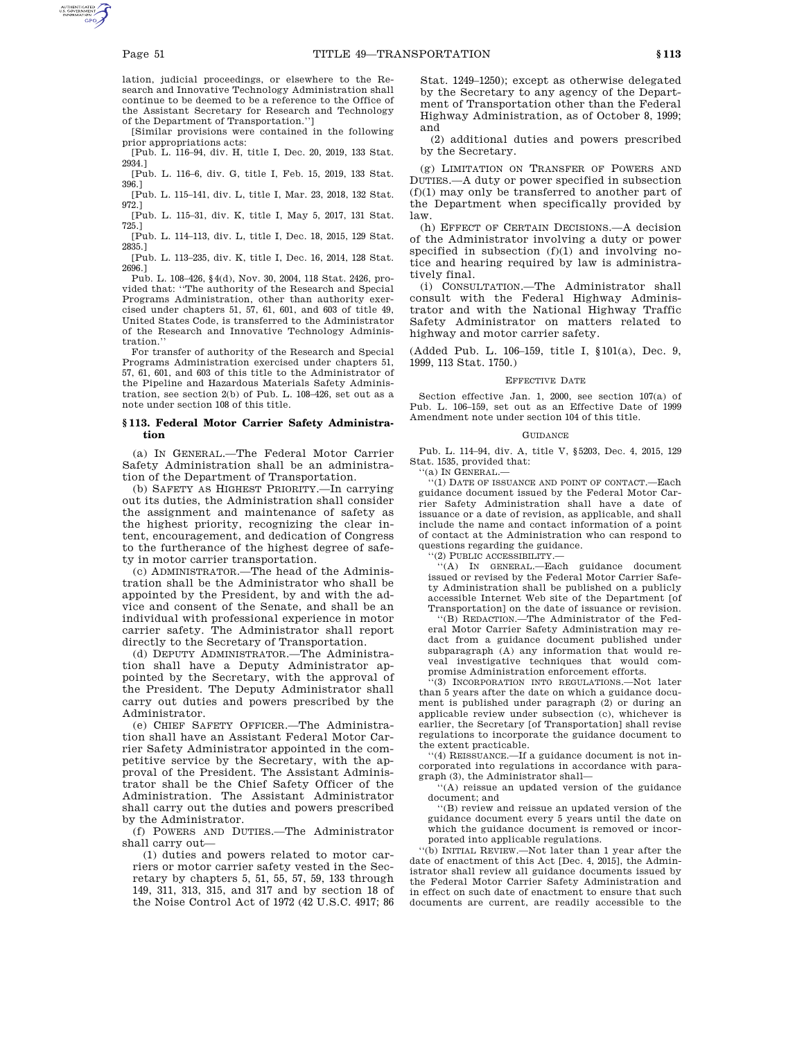lation, judicial proceedings, or elsewhere to the Research and Innovative Technology Administration shall continue to be deemed to be a reference to the Office of the Assistant Secretary for Research and Technology of the Department of Transportation.'']

[Similar provisions were contained in the following prior appropriations acts:

[Pub. L. 116–94, div. H, title I, Dec. 20, 2019, 133 Stat. 2934.]

[Pub. L. 116–6, div. G, title I, Feb. 15, 2019, 133 Stat. 396.]

[Pub. L. 115–141, div. L, title I, Mar. 23, 2018, 132 Stat. 972.]

[Pub. L. 115–31, div. K, title I, May 5, 2017, 131 Stat. 725.]

[Pub. L. 114–113, div. L, title I, Dec. 18, 2015, 129 Stat. 2835.]

[Pub. L. 113–235, div. K, title I, Dec. 16, 2014, 128 Stat. 2696.]

Pub. L. 108–426, §4(d), Nov. 30, 2004, 118 Stat. 2426, provided that: ''The authority of the Research and Special Programs Administration, other than authority exercised under chapters 51, 57, 61, 601, and 603 of title 49, United States Code, is transferred to the Administrator of the Research and Innovative Technology Administration.''

For transfer of authority of the Research and Special Programs Administration exercised under chapters 51, 57, 61, 601, and 603 of this title to the Administrator of the Pipeline and Hazardous Materials Safety Administration, see section 2(b) of Pub. L. 108–426, set out as a note under section 108 of this title.

## §113. Federal Motor Carrier Safety Administration

(a) IN GENERAL.—The Federal Motor Carrier Safety Administration shall be an administration of the Department of Transportation.

(b) SAFETY AS HIGHEST PRIORITY.—In carrying out its duties, the Administration shall consider the assignment and maintenance of safety as the highest priority, recognizing the clear intent, encouragement, and dedication of Congress to the furtherance of the highest degree of safety in motor carrier transportation.

(c) ADMINISTRATOR.—The head of the Administration shall be the Administrator who shall be appointed by the President, by and with the advice and consent of the Senate, and shall be an individual with professional experience in motor carrier safety. The Administrator shall report directly to the Secretary of Transportation.

(d) DEPUTY ADMINISTRATOR.—The Administration shall have a Deputy Administrator appointed by the Secretary, with the approval of the President. The Deputy Administrator shall carry out duties and powers prescribed by the Administrator.

(e) CHIEF SAFETY OFFICER.—The Administration shall have an Assistant Federal Motor Carrier Safety Administrator appointed in the competitive service by the Secretary, with the approval of the President. The Assistant Administrator shall be the Chief Safety Officer of the Administration. The Assistant Administrator shall carry out the duties and powers prescribed by the Administrator.

(f) POWERS AND DUTIES.—The Administrator shall carry out—

(1) duties and powers related to motor carriers or motor carrier safety vested in the Secretary by chapters 5, 51, 55, 57, 59, 133 through 149, 311, 313, 315, and 317 and by section 18 of the Noise Control Act of 1972 (42 U.S.C. 4917; 86 Stat. 1249–1250); except as otherwise delegated by the Secretary to any agency of the Department of Transportation other than the Federal Highway Administration, as of October 8, 1999; and

(2) additional duties and powers prescribed by the Secretary.

(g) LIMITATION ON TRANSFER OF POWERS AND DUTIES.—A duty or power specified in subsection (f)(1) may only be transferred to another part of the Department when specifically provided by law.

(h) EFFECT OF CERTAIN DECISIONS.—A decision of the Administrator involving a duty or power specified in subsection (f)(1) and involving notice and hearing required by law is administratively final.

(i) CONSULTATION.—The Administrator shall consult with the Federal Highway Administrator and with the National Highway Traffic Safety Administrator on matters related to highway and motor carrier safety.

(Added Pub. L. 106–159, title I, §101(a), Dec. 9, 1999, 113 Stat. 1750.)

### EFFECTIVE DATE

Section effective Jan. 1, 2000, see section 107(a) of Pub. L. 106–159, set out as an Effective Date of 1999 Amendment note under section 104 of this title.

### GUIDANCE

Pub. L. 114–94, div. A, title V, §5203, Dec. 4, 2015, 129 Stat. 1535, provided that:

''(a) IN GENERAL.—

''(1) DATE OF ISSUANCE AND POINT OF CONTACT.—Each guidance document issued by the Federal Motor Carrier Safety Administration shall have a date of issuance or a date of revision, as applicable, and shall include the name and contact information of a point of contact at the Administration who can respond to questions regarding the guidance.

''(2) PUBLIC ACCESSIBILITY.—

''(A) IN GENERAL.—Each guidance document issued or revised by the Federal Motor Carrier Safety Administration shall be published on a publicly accessible Internet Web site of the Department [of Transportation] on the date of issuance or revision.

''(B) REDACTION.—The Administrator of the Federal Motor Carrier Safety Administration may redact from a guidance document published under subparagraph (A) any information that would reveal investigative techniques that would compromise Administration enforcement efforts.

''(3) INCORPORATION INTO REGULATIONS.—Not later than 5 years after the date on which a guidance document is published under paragraph (2) or during an applicable review under subsection (c), whichever is earlier, the Secretary [of Transportation] shall revise regulations to incorporate the guidance document to the extent practicable.

''(4) REISSUANCE.—If a guidance document is not incorporated into regulations in accordance with paragraph (3), the Administrator shall—

''(A) reissue an updated version of the guidance document; and

''(B) review and reissue an updated version of the guidance document every 5 years until the date on which the guidance document is removed or incorporated into applicable regulations.

''(b) INITIAL REVIEW.—Not later than 1 year after the date of enactment of this Act [Dec. 4, 2015], the Administrator shall review all guidance documents issued by the Federal Motor Carrier Safety Administration and in effect on such date of enactment to ensure that such documents are current, are readily accessible to the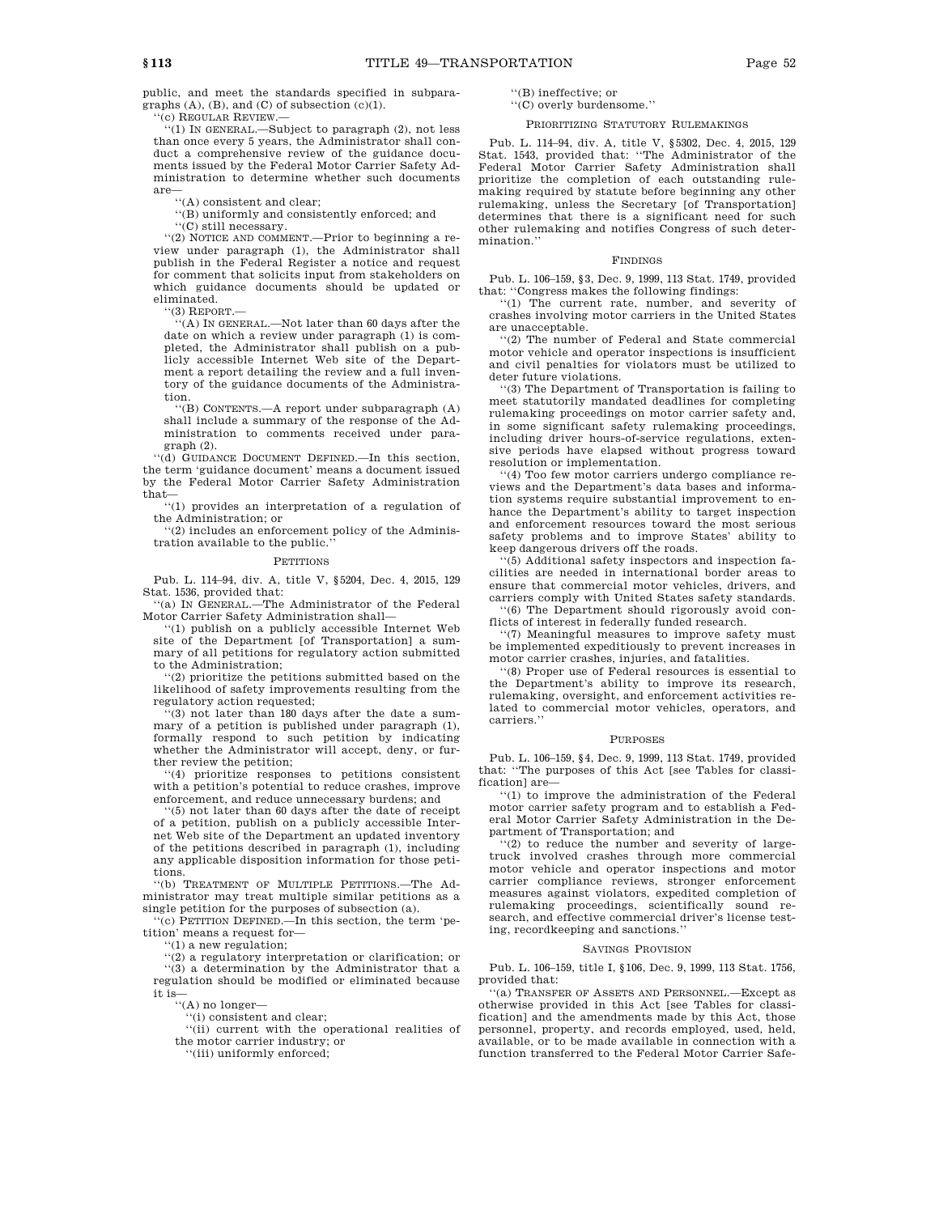public, and meet the standards specified in subparagraphs (A), (B), and (C) of subsection (c)(1).

''(c) REGULAR REVIEW.—

''(1) IN GENERAL.—Subject to paragraph (2), not less than once every 5 years, the Administrator shall conduct a comprehensive review of the guidance documents issued by the Federal Motor Carrier Safety Administration to determine whether such documents are—

''(A) consistent and clear;

''(B) uniformly and consistently enforced; and

''(C) still necessary.

''(2) NOTICE AND COMMENT.—Prior to beginning a review under paragraph (1), the Administrator shall publish in the Federal Register a notice and request for comment that solicits input from stakeholders on which guidance documents should be updated or eliminated.

''(3) REPORT.—

''(A) IN GENERAL.—Not later than 60 days after the date on which a review under paragraph (1) is completed, the Administrator shall publish on a publicly accessible Internet Web site of the Department a report detailing the review and a full inventory of the guidance documents of the Administration.

''(B) CONTENTS.—A report under subparagraph (A) shall include a summary of the response of the Administration to comments received under paragraph (2).

''(d) GUIDANCE DOCUMENT DEFINED.—In this section, the term 'guidance document' means a document issued by the Federal Motor Carrier Safety Administration that—

''(1) provides an interpretation of a regulation of the Administration; or

''(2) includes an enforcement policy of the Administration available to the public.''

PETITIONS

Pub. L. 114–94, div. A, title V, §5204, Dec. 4, 2015, 129 Stat. 1536, provided that:

''(a) IN GENERAL.—The Administrator of the Federal Motor Carrier Safety Administration shall—

''(1) publish on a publicly accessible Internet Web site of the Department [of Transportation] a summary of all petitions for regulatory action submitted to the Administration;

''(2) prioritize the petitions submitted based on the likelihood of safety improvements resulting from the regulatory action requested;

''(3) not later than 180 days after the date a summary of a petition is published under paragraph (1), formally respond to such petition by indicating whether the Administrator will accept, deny, or further review the petition;

''(4) prioritize responses to petitions consistent with a petition's potential to reduce crashes, improve enforcement, and reduce unnecessary burdens; and

''(5) not later than 60 days after the date of receipt of a petition, publish on a publicly accessible Internet Web site of the Department an updated inventory of the petitions described in paragraph (1), including any applicable disposition information for those petitions.

''(b) TREATMENT OF MULTIPLE PETITIONS.—The Administrator may treat multiple similar petitions as a single petition for the purposes of subsection (a).

''(c) PETITION DEFINED.—In this section, the term 'petition' means a request for—

''(1) a new regulation;

''(2) a regulatory interpretation or clarification; or

''(3) a determination by the Administrator that a regulation should be modified or eliminated because it is—

''(A) no longer—

''(i) consistent and clear;

''(ii) current with the operational realities of the motor carrier industry; or

''(iii) uniformly enforced;

''(B) ineffective; or

''(C) overly burdensome.''

PRIORITIZING STATUTORY RULEMAKINGS

Pub. L. 114–94, div. A, title V, §5302, Dec. 4, 2015, 129 Stat. 1543, provided that: ''The Administrator of the Federal Motor Carrier Safety Administration shall prioritize the completion of each outstanding rulemaking required by statute before beginning any other rulemaking, unless the Secretary [of Transportation] determines that there is a significant need for such other rulemaking and notifies Congress of such determination.''

FINDINGS

Pub. L. 106–159, §3, Dec. 9, 1999, 113 Stat. 1749, provided that: ''Congress makes the following findings:

''(1) The current rate, number, and severity of crashes involving motor carriers in the United States are unacceptable.

''(2) The number of Federal and State commercial motor vehicle and operator inspections is insufficient and civil penalties for violators must be utilized to deter future violations.

''(3) The Department of Transportation is failing to meet statutorily mandated deadlines for completing rulemaking proceedings on motor carrier safety and, in some significant safety rulemaking proceedings, including driver hours-of-service regulations, extensive periods have elapsed without progress toward resolution or implementation.

''(4) Too few motor carriers undergo compliance reviews and the Department's data bases and information systems require substantial improvement to enhance the Department's ability to target inspection and enforcement resources toward the most serious safety problems and to improve States' ability to keep dangerous drivers off the roads.

''(5) Additional safety inspectors and inspection facilities are needed in international border areas to ensure that commercial motor vehicles, drivers, and carriers comply with United States safety standards.

''(6) The Department should rigorously avoid conflicts of interest in federally funded research.

''(7) Meaningful measures to improve safety must be implemented expeditiously to prevent increases in motor carrier crashes, injuries, and fatalities.

''(8) Proper use of Federal resources is essential to the Department's ability to improve its research, rulemaking, oversight, and enforcement activities related to commercial motor vehicles, operators, and carriers.''

PURPOSES

Pub. L. 106–159, §4, Dec. 9, 1999, 113 Stat. 1749, provided that: ''The purposes of this Act [see Tables for classification] are—

''(1) to improve the administration of the Federal motor carrier safety program and to establish a Federal Motor Carrier Safety Administration in the Department of Transportation; and

''(2) to reduce the number and severity of large-truck involved crashes through more commercial motor vehicle and operator inspections and motor carrier compliance reviews, stronger enforcement measures against violators, expedited completion of rulemaking proceedings, scientifically sound research, and effective commercial driver's license testing, recordkeeping and sanctions.''

SAVINGS PROVISION

Pub. L. 106–159, title I, §106, Dec. 9, 1999, 113 Stat. 1756, provided that:

''(a) TRANSFER OF ASSETS AND PERSONNEL.—Except as otherwise provided in this Act [see Tables for classification] and the amendments made by this Act, those personnel, property, and records employed, used, held, available, or to be made available in connection with a function transferred to the Federal Motor Carrier Safe-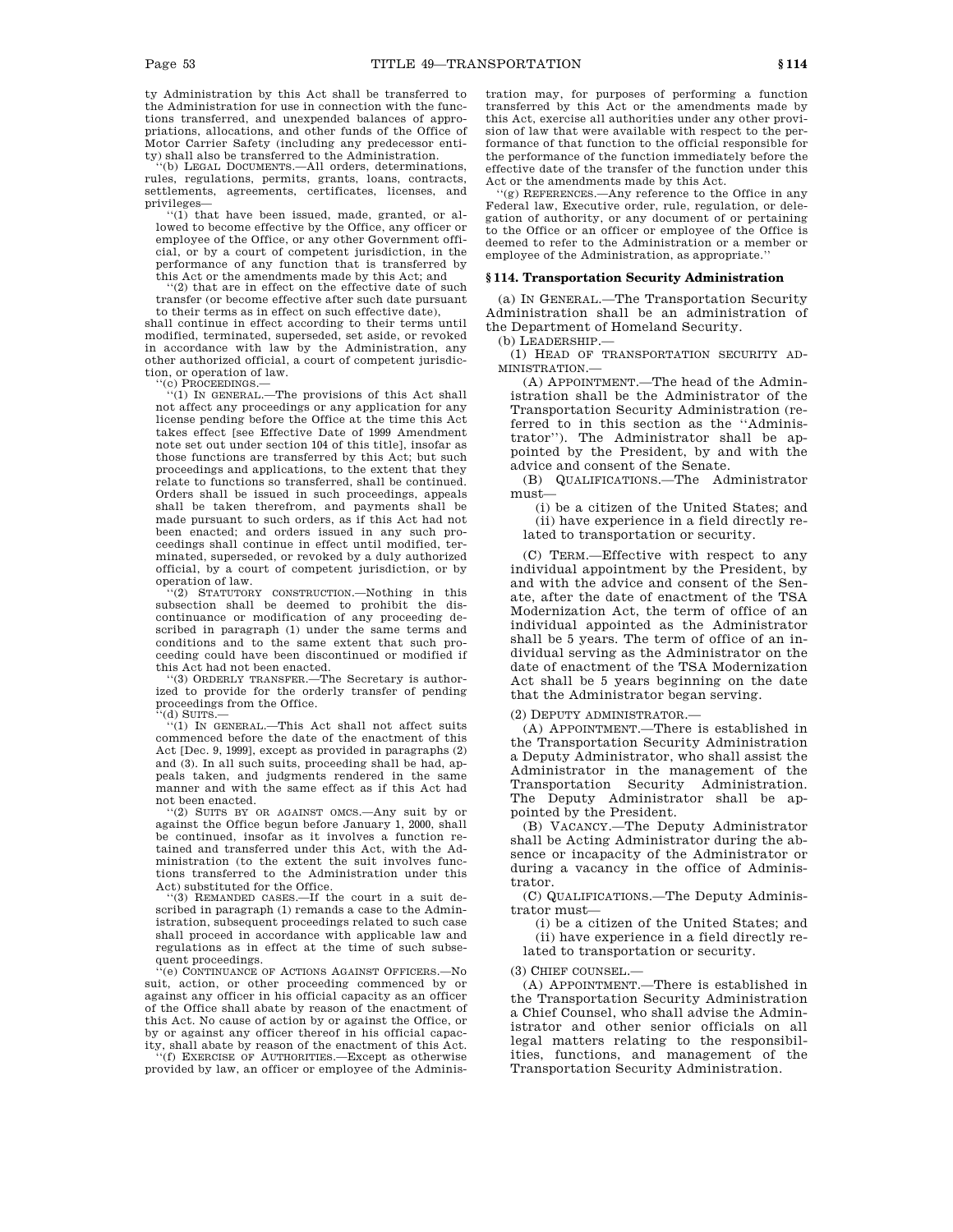ty Administration by this Act shall be transferred to the Administration for use in connection with the functions transferred, and unexpended balances of appropriations, allocations, and other funds of the Office of Motor Carrier Safety (including any predecessor entity) shall also be transferred to the Administration.

"(b) LEGAL DOCUMENTS.—All orders, determinations, rules, regulations, permits, grants, loans, contracts, settlements, agreements, certificates, licenses, and privileges—

"(1) that have been issued, made, granted, or allowed to become effective by the Office, any officer or employee of the Office, or any other Government official, or by a court of competent jurisdiction, in the performance of any function that is transferred by this Act or the amendments made by this Act; and

"(2) that are in effect on the effective date of such transfer (or become effective after such date pursuant to their terms as in effect on such effective date),

shall continue in effect according to their terms until modified, terminated, superseded, set aside, or revoked in accordance with law by the Administration, any other authorized official, a court of competent jurisdiction, or operation of law.

"(c) PROCEEDINGS.—

"(1) IN GENERAL.—The provisions of this Act shall not affect any proceedings or any application for any license pending before the Office at the time this Act takes effect [see Effective Date of 1999 Amendment note set out under section 104 of this title], insofar as those functions are transferred by this Act; but such proceedings and applications, to the extent that they relate to functions so transferred, shall be continued. Orders shall be issued in such proceedings, appeals shall be taken therefrom, and payments shall be made pursuant to such orders, as if this Act had not been enacted; and orders issued in any such proceedings shall continue in effect until modified, terminated, superseded, or revoked by a duly authorized official, by a court of competent jurisdiction, or by operation of law.

"(2) STATUTORY CONSTRUCTION.—Nothing in this subsection shall be deemed to prohibit the discontinuance or modification of any proceeding described in paragraph (1) under the same terms and conditions and to the same extent that such proceeding could have been discontinued or modified if this Act had not been enacted.

"(3) ORDERLY TRANSFER.—The Secretary is authorized to provide for the orderly transfer of pending proceedings from the Office.

"(d) SUITS.—

"(1) IN GENERAL.—This Act shall not affect suits commenced before the date of the enactment of this Act [Dec. 9, 1999], except as provided in paragraphs (2) and (3). In all such suits, proceeding shall be had, appeals taken, and judgments rendered in the same manner and with the same effect as if this Act had not been enacted.

"(2) SUITS BY OR AGAINST OMCS.—Any suit by or against the Office begun before January 1, 2000, shall be continued, insofar as it involves a function retained and transferred under this Act, with the Administration (to the extent the suit involves functions transferred to the Administration under this Act) substituted for the Office.

"(3) REMANDED CASES.—If the court in a suit described in paragraph (1) remands a case to the Administration, subsequent proceedings related to such case shall proceed in accordance with applicable law and regulations as in effect at the time of such subsequent proceedings.

"(e) CONTINUANCE OF ACTIONS AGAINST OFFICERS.—No suit, action, or other proceeding commenced by or against any officer in his official capacity as an officer of the Office shall abate by reason of the enactment of this Act. No cause of action by or against the Office, or by or against any officer thereof in his official capacity, shall abate by reason of the enactment of this Act.

"(f) EXERCISE OF AUTHORITIES.—Except as otherwise provided by law, an officer or employee of the Administration may, for purposes of performing a function transferred by this Act or the amendments made by this Act, exercise all authorities under any other provision of law that were available with respect to the performance of that function to the official responsible for the performance of the function immediately before the effective date of the transfer of the function under this Act or the amendments made by this Act.

"(g) REFERENCES.—Any reference to the Office in any Federal law, Executive order, rule, regulation, or delegation of authority, or any document of or pertaining to the Office or an officer or employee of the Office is deemed to refer to the Administration or a member or employee of the Administration, as appropriate."

## § 114. Transportation Security Administration

(a) IN GENERAL.—The Transportation Security Administration shall be an administration of the Department of Homeland Security.

(b) LEADERSHIP.—

(1) HEAD OF TRANSPORTATION SECURITY ADMINISTRATION.—

(A) APPOINTMENT.—The head of the Administration shall be the Administrator of the Transportation Security Administration (referred to in this section as the "Administrator"). The Administrator shall be appointed by the President, by and with the advice and consent of the Senate.

(B) QUALIFICATIONS.—The Administrator must—

(i) be a citizen of the United States; and

(ii) have experience in a field directly related to transportation or security.

(C) TERM.—Effective with respect to any individual appointment by the President, by and with the advice and consent of the Senate, after the date of enactment of the TSA Modernization Act, the term of office of an individual appointed as the Administrator shall be 5 years. The term of office of an individual serving as the Administrator on the date of enactment of the TSA Modernization Act shall be 5 years beginning on the date that the Administrator began serving.

(2) DEPUTY ADMINISTRATOR.—

(A) APPOINTMENT.—There is established in the Transportation Security Administration a Deputy Administrator, who shall assist the Administrator in the management of the Transportation Security Administration. The Deputy Administrator shall be appointed by the President.

(B) VACANCY.—The Deputy Administrator shall be Acting Administrator during the absence or incapacity of the Administrator or during a vacancy in the office of Administrator.

(C) QUALIFICATIONS.—The Deputy Administrator must—

(i) be a citizen of the United States; and

(ii) have experience in a field directly related to transportation or security.

(3) CHIEF COUNSEL.—

(A) APPOINTMENT.—There is established in the Transportation Security Administration a Chief Counsel, who shall advise the Administrator and other senior officials on all legal matters relating to the responsibilities, functions, and management of the Transportation Security Administration.